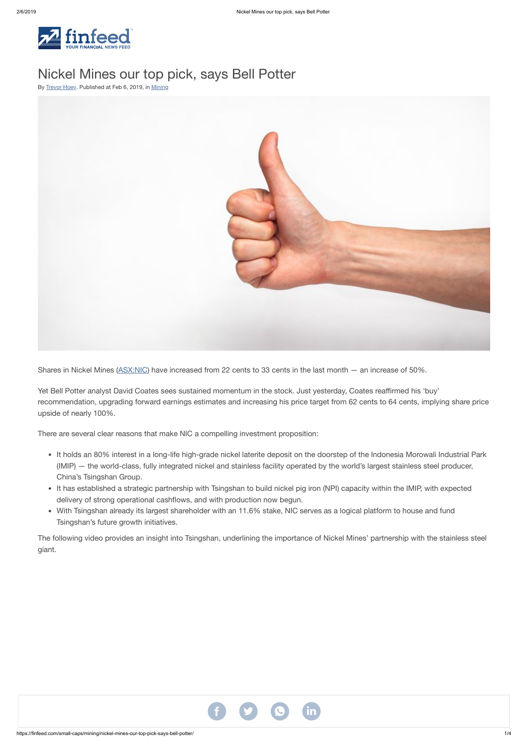# Nickel Mines our top pick, says Bell Potter

By Trevor Hoey. Published at Feb 6, 2019, in Mining

Shares in Nickel Mines (ASX:NIC) have increased from 22 cents to 33 cents in the last month — an increase of 50%.

Yet Bell Potter analyst David Coates sees sustained momentum in the stock. Just yesterday, Coates reaffirmed his 'buy' recommendation, upgrading forward earnings estimates and increasing his price target from 62 cents to 64 cents, implying share price upside of nearly 100%.

There are several clear reasons that make NIC a compelling investment proposition:

- It holds an 80% interest in a long-life high-grade nickel laterite deposit on the doorstep of the Indonesia Morowali Industrial Park (IMIP) — the world-class, fully integrated nickel and stainless facility operated by the world's largest stainless steel producer, China's Tsingshan Group.
- It has established a strategic partnership with Tsingshan to build nickel pig iron (NPI) capacity within the IMIP, with expected delivery of strong operational cashflows, and with production now begun.
- With Tsingshan already its largest shareholder with an 11.6% stake, NIC serves as a logical platform to house and fund Tsingshan's future growth initiatives.

The following video provides an insight into Tsingshan, underlining the importance of Nickel Mines' partnership with the stainless steel giant.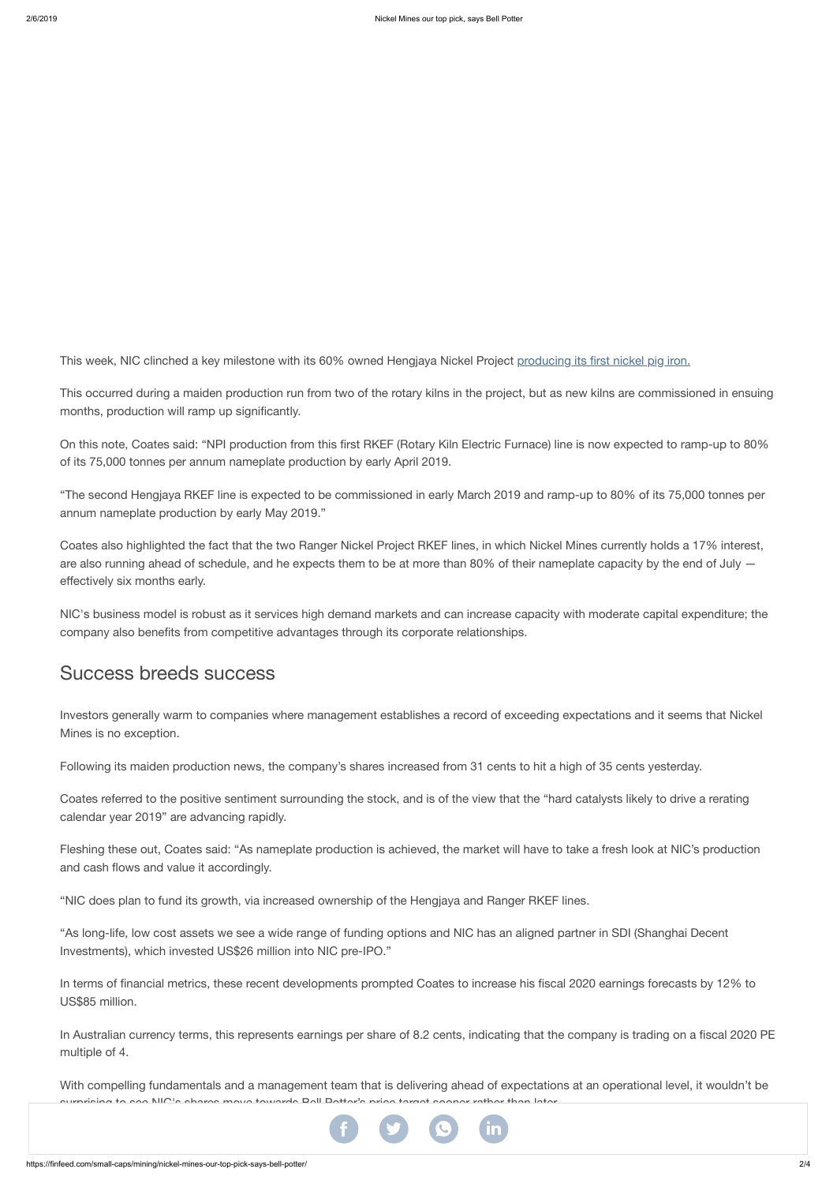This week, NIC clinched a key milestone with its 60% owned Hengjaya Nickel Project [producing its first nickel pig iron.](#)

This occurred during a maiden production run from two of the rotary kilns in the project, but as new kilns are commissioned in ensuing months, production will ramp up significantly.

On this note, Coates said: "NPI production from this first RKEF (Rotary Kiln Electric Furnace) line is now expected to ramp-up to 80% of its 75,000 tonnes per annum nameplate production by early April 2019.

"The second Hengjaya RKEF line is expected to be commissioned in early March 2019 and ramp-up to 80% of its 75,000 tonnes per annum nameplate production by early May 2019."

Coates also highlighted the fact that the two Ranger Nickel Project RKEF lines, in which Nickel Mines currently holds a 17% interest, are also running ahead of schedule, and he expects them to be at more than 80% of their nameplate capacity by the end of July — effectively six months early.

NIC's business model is robust as it services high demand markets and can increase capacity with moderate capital expenditure; the company also benefits from competitive advantages through its corporate relationships.

## Success breeds success

Investors generally warm to companies where management establishes a record of exceeding expectations and it seems that Nickel Mines is no exception.

Following its maiden production news, the company's shares increased from 31 cents to hit a high of 35 cents yesterday.

Coates referred to the positive sentiment surrounding the stock, and is of the view that the "hard catalysts likely to drive a rerating calendar year 2019" are advancing rapidly.

Fleshing these out, Coates said: "As nameplate production is achieved, the market will have to take a fresh look at NIC's production and cash flows and value it accordingly.

"NIC does plan to fund its growth, via increased ownership of the Hengjaya and Ranger RKEF lines.

"As long-life, low cost assets we see a wide range of funding options and NIC has an aligned partner in SDI (Shanghai Decent Investments), which invested US$26 million into NIC pre-IPO."

In terms of financial metrics, these recent developments prompted Coates to increase his fiscal 2020 earnings forecasts by 12% to US$85 million.

In Australian currency terms, this represents earnings per share of 8.2 cents, indicating that the company is trading on a fiscal 2020 PE multiple of 4.

With compelling fundamentals and a management team that is delivering ahead of expectations at an operational level, it wouldn't be surprising to see NIC's shares move towards Bell Potter's price target sooner rather than later.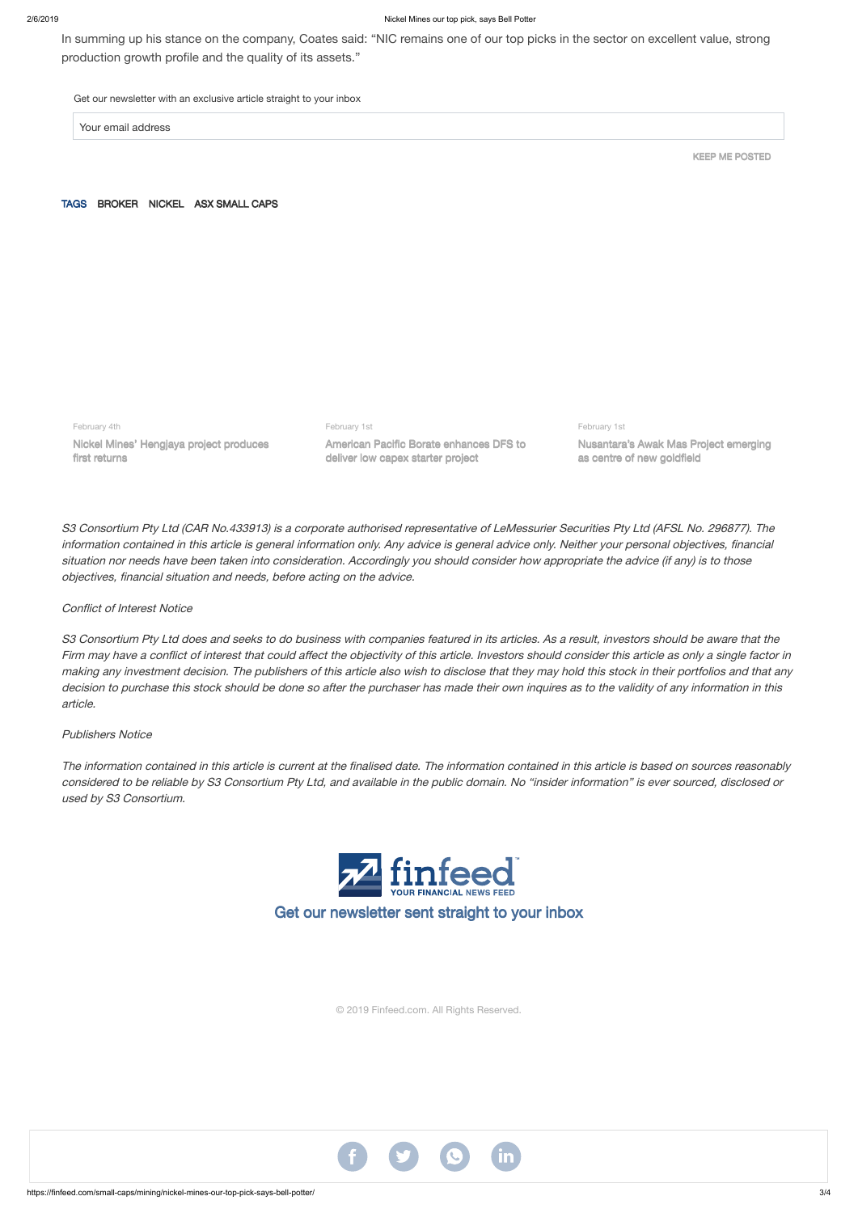In summing up his stance on the company, Coates said: "NIC remains one of our top picks in the sector on excellent value, strong production growth profile and the quality of its assets."

Get our newsletter with an exclusive article straight to your inbox

Your email address

KEEP ME POSTED

TAGS BROKER NICKEL ASX SMALL CAPS

February 4th
Nickel Mines' Hengjaya project produces first returns

February 1st
American Pacific Borate enhances DFS to deliver low capex starter project

February 1st
Nusantara's Awak Mas Project emerging as centre of new goldfield

*S3 Consortium Pty Ltd (CAR No.433913) is a corporate authorised representative of LeMessurier Securities Pty Ltd (AFSL No. 296877). The information contained in this article is general information only. Any advice is general advice only. Neither your personal objectives, financial situation nor needs have been taken into consideration. Accordingly you should consider how appropriate the advice (if any) is to those objectives, financial situation and needs, before acting on the advice.*

*Conflict of Interest Notice*

*S3 Consortium Pty Ltd does and seeks to do business with companies featured in its articles. As a result, investors should be aware that the Firm may have a conflict of interest that could affect the objectivity of this article. Investors should consider this article as only a single factor in making any investment decision. The publishers of this article also wish to disclose that they may hold this stock in their portfolios and that any decision to purchase this stock should be done so after the purchaser has made their own inquires as to the validity of any information in this article.*

*Publishers Notice*

*The information contained in this article is current at the finalised date. The information contained in this article is based on sources reasonably considered to be reliable by S3 Consortium Pty Ltd, and available in the public domain. No "insider information" is ever sourced, disclosed or used by S3 Consortium.*

finfeed
YOUR FINANCIAL NEWS FEED

Get our newsletter sent straight to your inbox

© 2019 Finfeed.com. All Rights Reserved.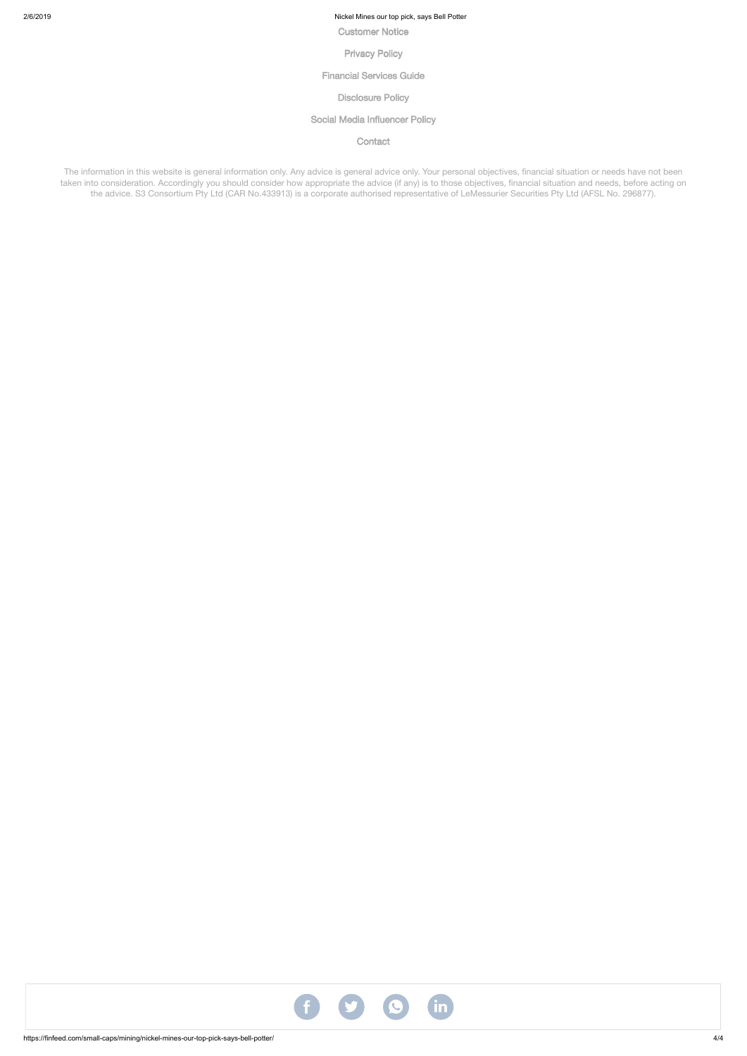Customer Notice

Privacy Policy

Financial Services Guide

Disclosure Policy

Social Media Influencer Policy

Contact

The information in this website is general information only. Any advice is general advice only. Your personal objectives, financial situation or needs have not been taken into consideration. Accordingly you should consider how appropriate the advice (if any) is to those objectives, financial situation and needs, before acting on the advice. S3 Consortium Pty Ltd (CAR No.433913) is a corporate authorised representative of LeMessurier Securities Pty Ltd (AFSL No. 296877).